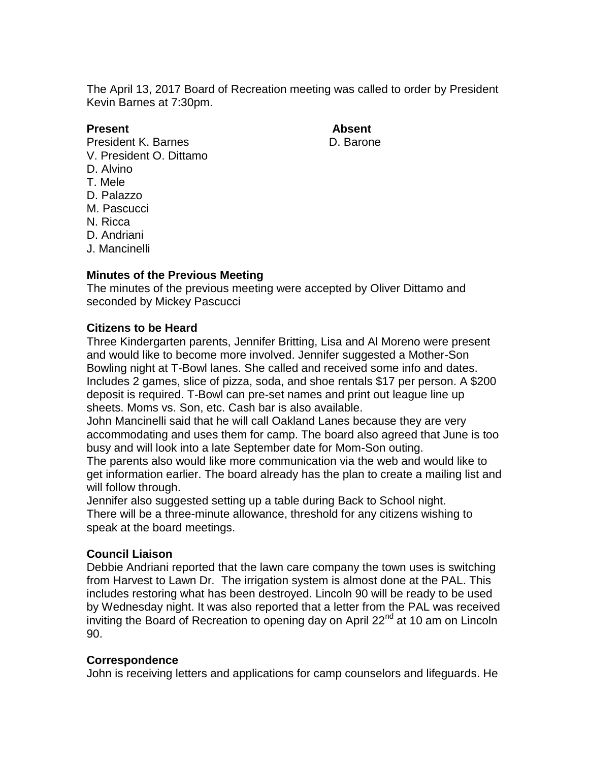The April 13, 2017 Board of Recreation meeting was called to order by President Kevin Barnes at 7:30pm.

| **Present** | **Absent** |
|---|---|
| President K. Barnes | D. Barone |
| V. President O. Dittamo | |
| D. Alvino | |
| T. Mele | |
| D. Palazzo | |
| M. Pascucci | |
| N. Ricca | |
| D. Andriani | |
| J. Mancinelli | |

**Minutes of the Previous Meeting**

The minutes of the previous meeting were accepted by Oliver Dittamo and seconded by Mickey Pascucci

**Citizens to be Heard**

Three Kindergarten parents, Jennifer Britting, Lisa and Al Moreno were present and would like to become more involved. Jennifer suggested a Mother-Son Bowling night at T-Bowl lanes. She called and received some info and dates. Includes 2 games, slice of pizza, soda, and shoe rentals $17 per person. A $200 deposit is required. T-Bowl can pre-set names and print out league line up sheets. Moms vs. Son, etc. Cash bar is also available.

John Mancinelli said that he will call Oakland Lanes because they are very accommodating and uses them for camp. The board also agreed that June is too busy and will look into a late September date for Mom-Son outing.

The parents also would like more communication via the web and would like to get information earlier. The board already has the plan to create a mailing list and will follow through.

Jennifer also suggested setting up a table during Back to School night.

There will be a three-minute allowance, threshold for any citizens wishing to speak at the board meetings.

**Council Liaison**

Debbie Andriani reported that the lawn care company the town uses is switching from Harvest to Lawn Dr. The irrigation system is almost done at the PAL. This includes restoring what has been destroyed. Lincoln 90 will be ready to be used by Wednesday night. It was also reported that a letter from the PAL was received inviting the Board of Recreation to opening day on April 22nd at 10 am on Lincoln 90.

**Correspondence**

John is receiving letters and applications for camp counselors and lifeguards. He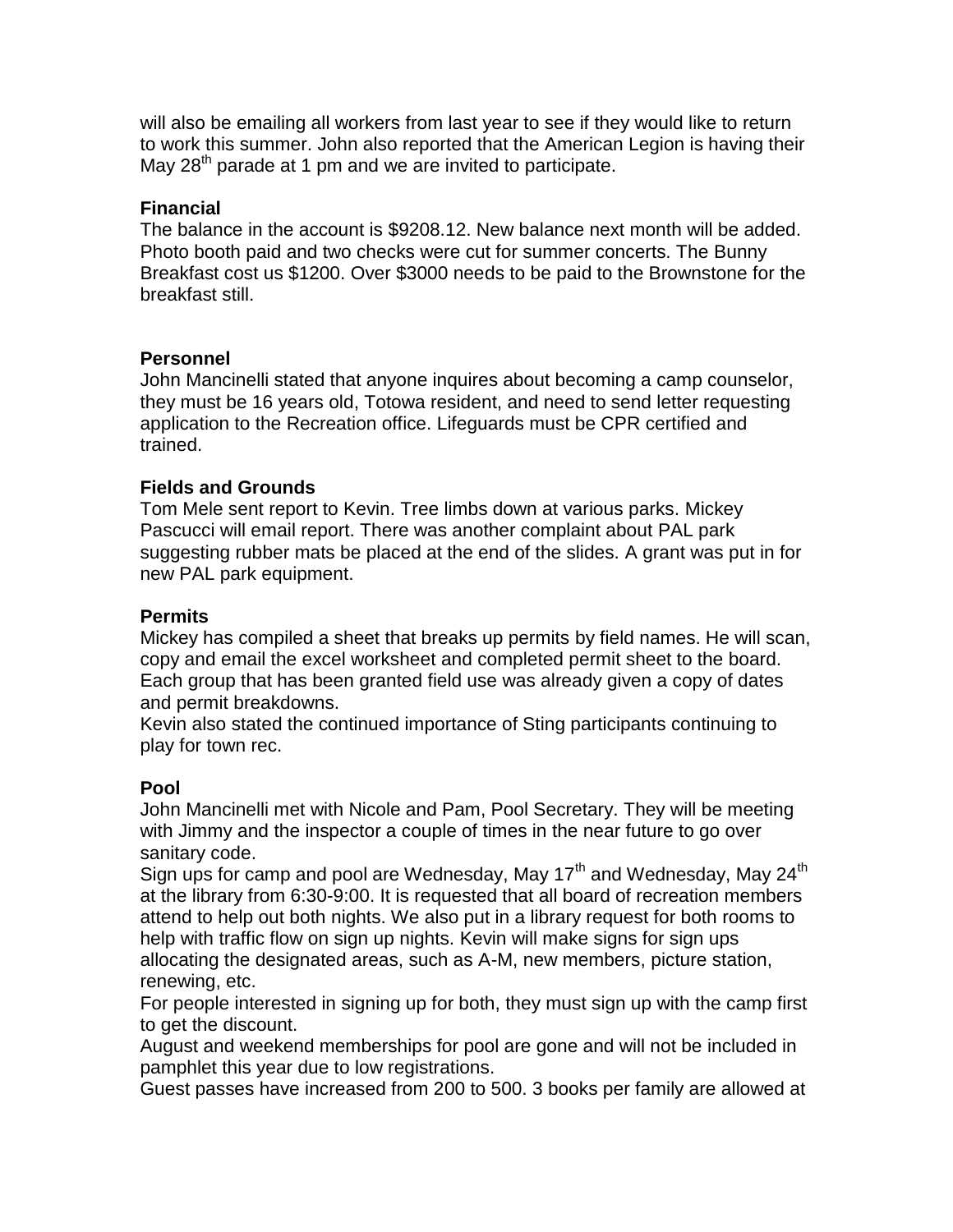will also be emailing all workers from last year to see if they would like to return to work this summer. John also reported that the American Legion is having their May 28th parade at 1 pm and we are invited to participate.

**Financial**

The balance in the account is $9208.12. New balance next month will be added. Photo booth paid and two checks were cut for summer concerts. The Bunny Breakfast cost us $1200. Over $3000 needs to be paid to the Brownstone for the breakfast still.

**Personnel**

John Mancinelli stated that anyone inquires about becoming a camp counselor, they must be 16 years old, Totowa resident, and need to send letter requesting application to the Recreation office. Lifeguards must be CPR certified and trained.

**Fields and Grounds**

Tom Mele sent report to Kevin. Tree limbs down at various parks. Mickey Pascucci will email report. There was another complaint about PAL park suggesting rubber mats be placed at the end of the slides. A grant was put in for new PAL park equipment.

**Permits**

Mickey has compiled a sheet that breaks up permits by field names. He will scan, copy and email the excel worksheet and completed permit sheet to the board. Each group that has been granted field use was already given a copy of dates and permit breakdowns.

Kevin also stated the continued importance of Sting participants continuing to play for town rec.

**Pool**

John Mancinelli met with Nicole and Pam, Pool Secretary. They will be meeting with Jimmy and the inspector a couple of times in the near future to go over sanitary code.

Sign ups for camp and pool are Wednesday, May 17th and Wednesday, May 24th at the library from 6:30-9:00. It is requested that all board of recreation members attend to help out both nights. We also put in a library request for both rooms to help with traffic flow on sign up nights. Kevin will make signs for sign ups allocating the designated areas, such as A-M, new members, picture station, renewing, etc.

For people interested in signing up for both, they must sign up with the camp first to get the discount.

August and weekend memberships for pool are gone and will not be included in pamphlet this year due to low registrations.

Guest passes have increased from 200 to 500. 3 books per family are allowed at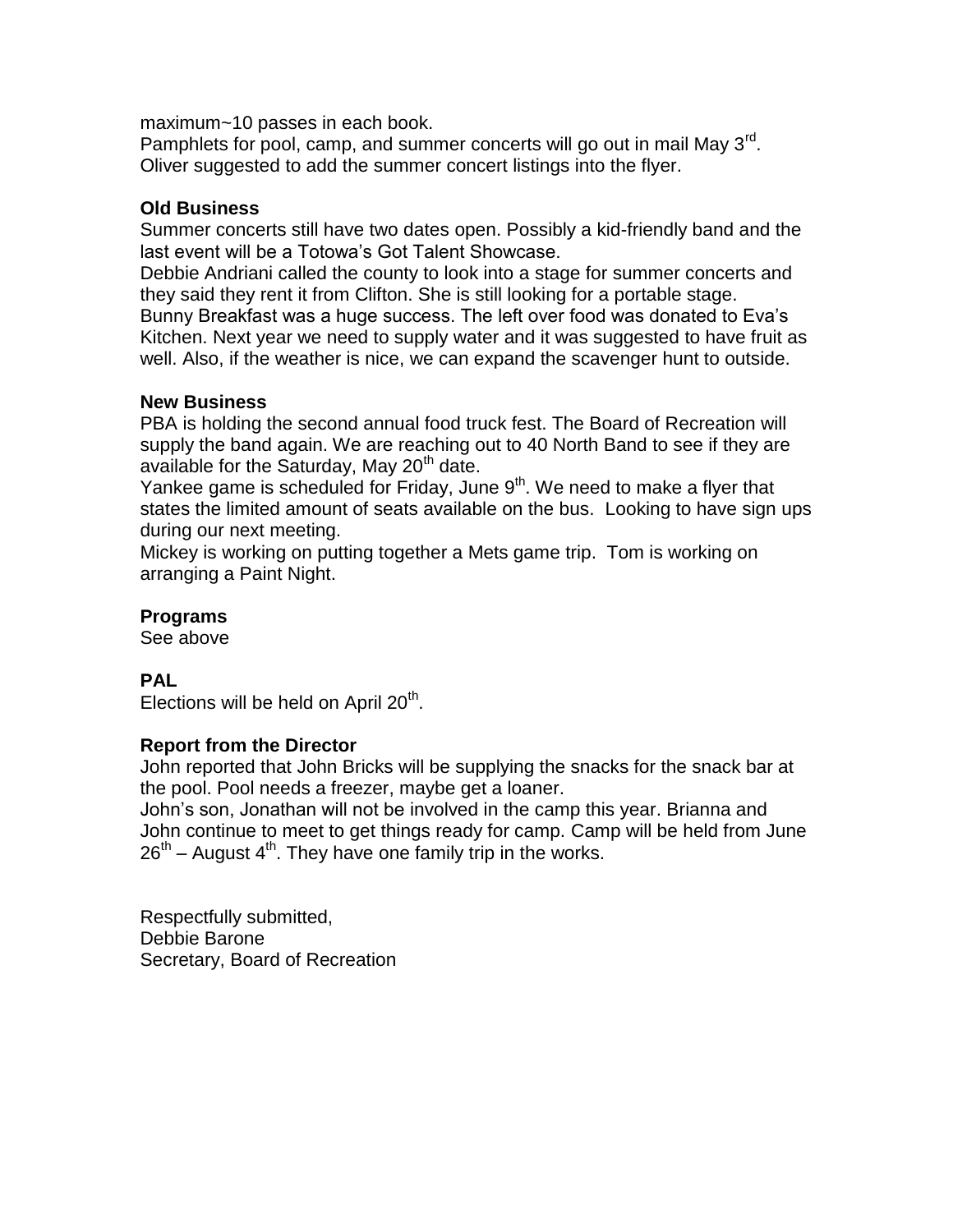maximum~10 passes in each book.
Pamphlets for pool, camp, and summer concerts will go out in mail May 3rd.
Oliver suggested to add the summer concert listings into the flyer.

**Old Business**
Summer concerts still have two dates open. Possibly a kid-friendly band and the last event will be a Totowa's Got Talent Showcase.
Debbie Andriani called the county to look into a stage for summer concerts and they said they rent it from Clifton. She is still looking for a portable stage.
Bunny Breakfast was a huge success. The left over food was donated to Eva's Kitchen. Next year we need to supply water and it was suggested to have fruit as well. Also, if the weather is nice, we can expand the scavenger hunt to outside.

**New Business**
PBA is holding the second annual food truck fest. The Board of Recreation will supply the band again. We are reaching out to 40 North Band to see if they are available for the Saturday, May 20th date.
Yankee game is scheduled for Friday, June 9th. We need to make a flyer that states the limited amount of seats available on the bus. Looking to have sign ups during our next meeting.
Mickey is working on putting together a Mets game trip. Tom is working on arranging a Paint Night.

**Programs**
See above

**PAL**
Elections will be held on April 20th.

**Report from the Director**
John reported that John Bricks will be supplying the snacks for the snack bar at the pool. Pool needs a freezer, maybe get a loaner.
John's son, Jonathan will not be involved in the camp this year. Brianna and John continue to meet to get things ready for camp. Camp will be held from June 26th – August 4th. They have one family trip in the works.

Respectfully submitted,
Debbie Barone
Secretary, Board of Recreation